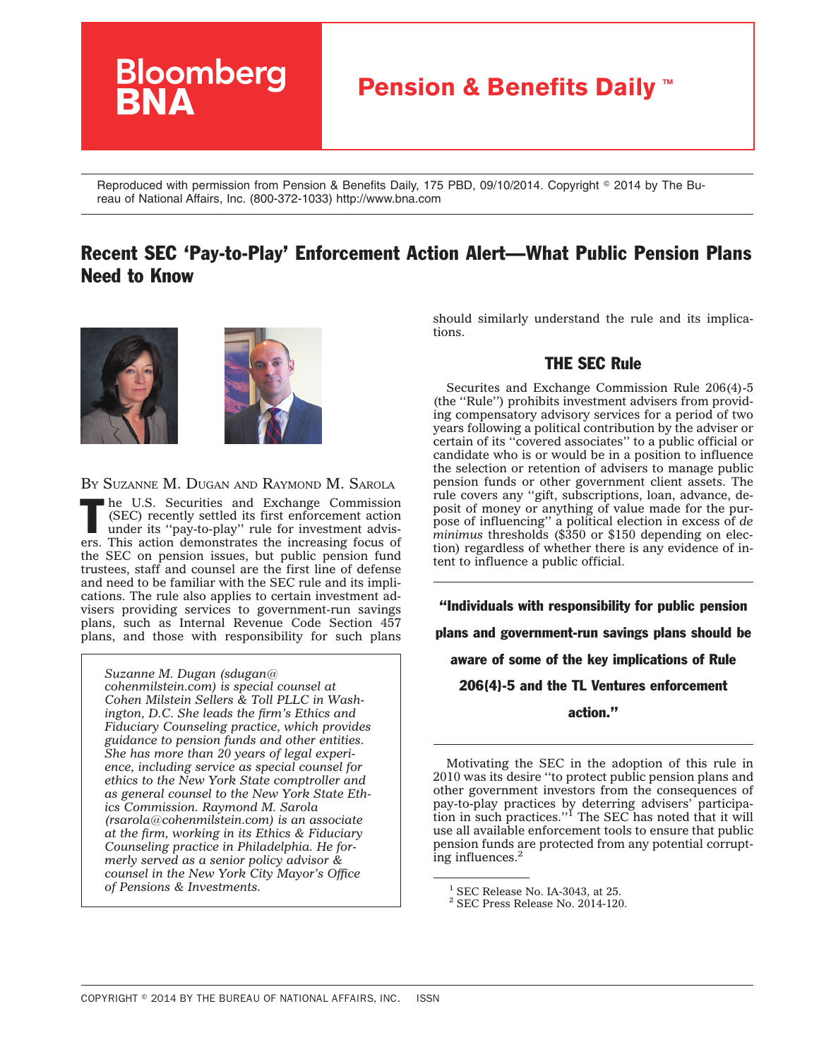Reproduced with permission from Pension & Benefits Daily, 175 PBD, 09/10/2014. Copyright © 2014 by The Bureau of National Affairs, Inc. (800-372-1033) http://www.bna.com

# Recent SEC 'Pay-to-Play' Enforcement Action Alert—What Public Pension Plans Need to Know

BY SUZANNE M. DUGAN AND RAYMOND M. SAROLA

The U.S. Securities and Exchange Commission (SEC) recently settled its first enforcement action under its ''pay-to-play'' rule for investment advisers. This action demonstrates the increasing focus of the SEC on pension issues, but public pension fund trustees, staff and counsel are the first line of defense and need to be familiar with the SEC rule and its implications. The rule also applies to certain investment advisers providing services to government-run savings plans, such as Internal Revenue Code Section 457 plans, and those with responsibility for such plans should similarly understand the rule and its implications.

*Suzanne M. Dugan (sdugan@cohenmilstein.com) is special counsel at Cohen Milstein Sellers & Toll PLLC in Washington, D.C. She leads the firm's Ethics and Fiduciary Counseling practice, which provides guidance to pension funds and other entities. She has more than 20 years of legal experience, including service as special counsel for ethics to the New York State comptroller and as general counsel to the New York State Ethics Commission. Raymond M. Sarola (rsarola@cohenmilstein.com) is an associate at the firm, working in its Ethics & Fiduciary Counseling practice in Philadelphia. He formerly served as a senior policy advisor & counsel in the New York City Mayor's Office of Pensions & Investments.*

## THE SEC Rule

Securites and Exchange Commission Rule 206(4)-5 (the ''Rule'') prohibits investment advisers from providing compensatory advisory services for a period of two years following a political contribution by the adviser or certain of its ''covered associates'' to a public official or candidate who is or would be in a position to influence the selection or retention of advisers to manage public pension funds or other government client assets. The rule covers any ''gift, subscriptions, loan, advance, deposit of money or anything of value made for the purpose of influencing'' a political election in excess of *de minimus* thresholds ($350 or $150 depending on election) regardless of whether there is any evidence of intent to influence a public official.

> **''Individuals with responsibility for public pension plans and government-run savings plans should be aware of some of the key implications of Rule 206(4)-5 and the TL Ventures enforcement action.''**

Motivating the SEC in the adoption of this rule in 2010 was its desire ''to protect public pension plans and other government investors from the consequences of pay-to-play practices by deterring advisers' participation in such practices.''[1] The SEC has noted that it will use all available enforcement tools to ensure that public pension funds are protected from any potential corrupting influences.[2]

[1] SEC Release No. IA-3043, at 25.

[2] SEC Press Release No. 2014-120.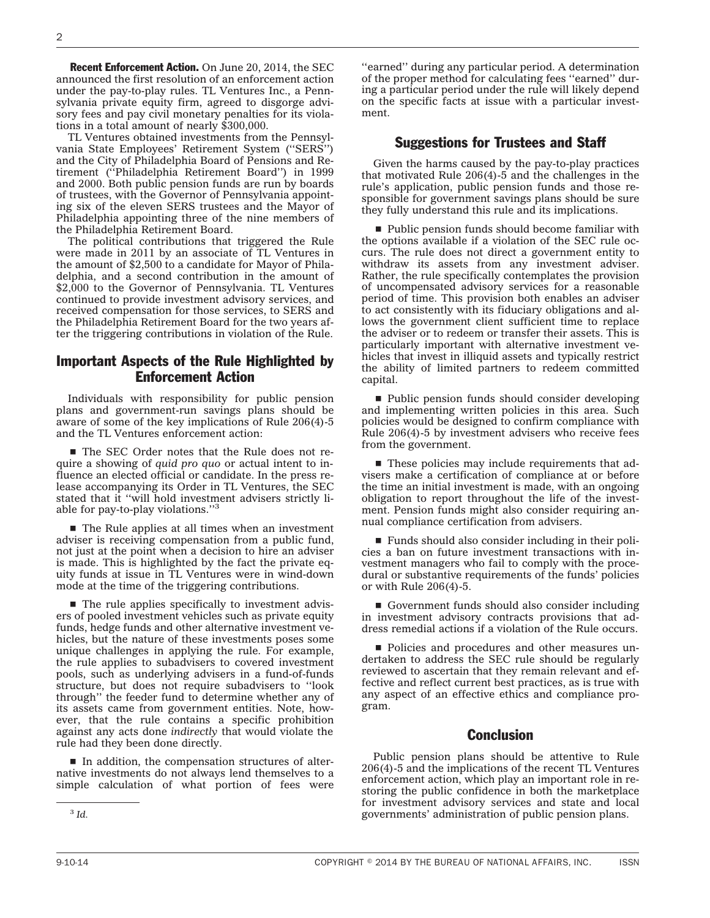**Recent Enforcement Action.** On June 20, 2014, the SEC announced the first resolution of an enforcement action under the pay-to-play rules. TL Ventures Inc., a Pennsylvania private equity firm, agreed to disgorge advisory fees and pay civil monetary penalties for its violations in a total amount of nearly $300,000.

TL Ventures obtained investments from the Pennsylvania State Employees' Retirement System (''SERS'') and the City of Philadelphia Board of Pensions and Retirement (''Philadelphia Retirement Board'') in 1999 and 2000. Both public pension funds are run by boards of trustees, with the Governor of Pennsylvania appointing six of the eleven SERS trustees and the Mayor of Philadelphia appointing three of the nine members of the Philadelphia Retirement Board.

The political contributions that triggered the Rule were made in 2011 by an associate of TL Ventures in the amount of $2,500 to a candidate for Mayor of Philadelphia, and a second contribution in the amount of $2,000 to the Governor of Pennsylvania. TL Ventures continued to provide investment advisory services, and received compensation for those services, to SERS and the Philadelphia Retirement Board for the two years after the triggering contributions in violation of the Rule.

## Important Aspects of the Rule Highlighted by Enforcement Action

Individuals with responsibility for public pension plans and government-run savings plans should be aware of some of the key implications of Rule 206(4)-5 and the TL Ventures enforcement action:

- The SEC Order notes that the Rule does not require a showing of *quid pro quo* or actual intent to influence an elected official or candidate. In the press release accompanying its Order in TL Ventures, the SEC stated that it ''will hold investment advisers strictly liable for pay-to-play violations.''[3]

- The Rule applies at all times when an investment adviser is receiving compensation from a public fund, not just at the point when a decision to hire an adviser is made. This is highlighted by the fact the private equity funds at issue in TL Ventures were in wind-down mode at the time of the triggering contributions.

- The rule applies specifically to investment advisers of pooled investment vehicles such as private equity funds, hedge funds and other alternative investment vehicles, but the nature of these investments poses some unique challenges in applying the rule. For example, the rule applies to subadvisers to covered investment pools, such as underlying advisers in a fund-of-funds structure, but does not require subadvisers to ''look through'' the feeder fund to determine whether any of its assets came from government entities. Note, however, that the rule contains a specific prohibition against any acts done *indirectly* that would violate the rule had they been done directly.

- In addition, the compensation structures of alternative investments do not always lend themselves to a simple calculation of what portion of fees were ''earned'' during any particular period. A determination of the proper method for calculating fees ''earned'' during a particular period under the rule will likely depend on the specific facts at issue with a particular investment.

## Suggestions for Trustees and Staff

Given the harms caused by the pay-to-play practices that motivated Rule 206(4)-5 and the challenges in the rule's application, public pension funds and those responsible for government savings plans should be sure they fully understand this rule and its implications.

- Public pension funds should become familiar with the options available if a violation of the SEC rule occurs. The rule does not direct a government entity to withdraw its assets from any investment adviser. Rather, the rule specifically contemplates the provision of uncompensated advisory services for a reasonable period of time. This provision both enables an adviser to act consistently with its fiduciary obligations and allows the government client sufficient time to replace the adviser or to redeem or transfer their assets. This is particularly important with alternative investment vehicles that invest in illiquid assets and typically restrict the ability of limited partners to redeem committed capital.

- Public pension funds should consider developing and implementing written policies in this area. Such policies would be designed to confirm compliance with Rule 206(4)-5 by investment advisers who receive fees from the government.

- These policies may include requirements that advisers make a certification of compliance at or before the time an initial investment is made, with an ongoing obligation to report throughout the life of the investment. Pension funds might also consider requiring annual compliance certification from advisers.

- Funds should also consider including in their policies a ban on future investment transactions with investment managers who fail to comply with the procedural or substantive requirements of the funds' policies or with Rule 206(4)-5.

- Government funds should also consider including in investment advisory contracts provisions that address remedial actions if a violation of the Rule occurs.

- Policies and procedures and other measures undertaken to address the SEC rule should be regularly reviewed to ascertain that they remain relevant and effective and reflect current best practices, as is true with any aspect of an effective ethics and compliance program.

## Conclusion

Public pension plans should be attentive to Rule 206(4)-5 and the implications of the recent TL Ventures enforcement action, which play an important role in restoring the public confidence in both the marketplace for investment advisory services and state and local governments' administration of public pension plans.

---

[3] *Id.*